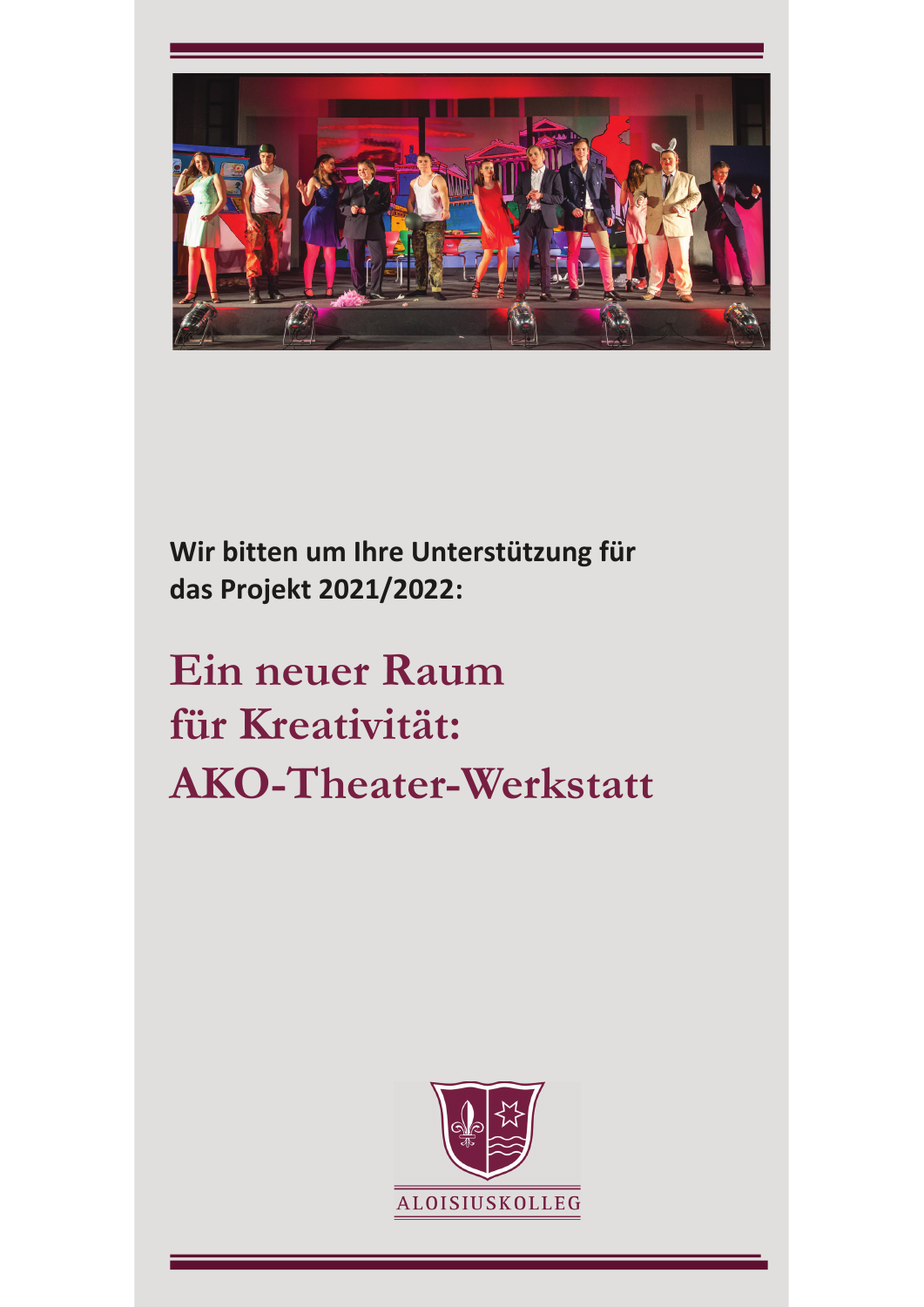**Wir bitten um Ihre Unterstützung für das Projekt 2021/2022:**

# Ein neuer Raum für Kreativität: AKO-Theater-Werkstatt

ALOISIUSKOLLEG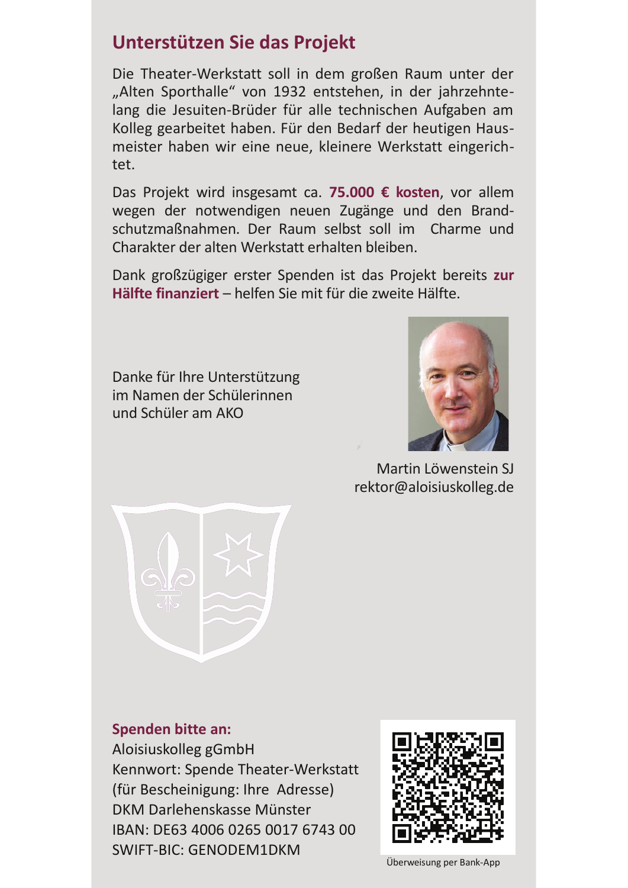## Unterstützen Sie das Projekt

Die Theater-Werkstatt soll in dem großen Raum unter der „Alten Sporthalle" von 1932 entstehen, in der jahrzehntelang die Jesuiten-Brüder für alle technischen Aufgaben am Kolleg gearbeitet haben. Für den Bedarf der heutigen Hausmeister haben wir eine neue, kleinere Werkstatt eingerichtet.

Das Projekt wird insgesamt ca. **75.000 € kosten**, vor allem wegen der notwendigen neuen Zugänge und den Brandschutzmaßnahmen. Der Raum selbst soll im Charme und Charakter der alten Werkstatt erhalten bleiben.

Dank großzügiger erster Spenden ist das Projekt bereits **zur Hälfte finanziert** – helfen Sie mit für die zweite Hälfte.

Danke für Ihre Unterstützung
im Namen der Schülerinnen
und Schüler am AKO

Martin Löwenstein SJ
rektor@aloisiuskolleg.de

**Spenden bitte an:**
Aloisiuskolleg gGmbH
Kennwort: Spende Theater-Werkstatt
(für Bescheinigung: Ihre Adresse)
DKM Darlehenskasse Münster
IBAN: DE63 4006 0265 0017 6743 00
SWIFT-BIC: GENODEM1DKM

Überweisung per Bank-App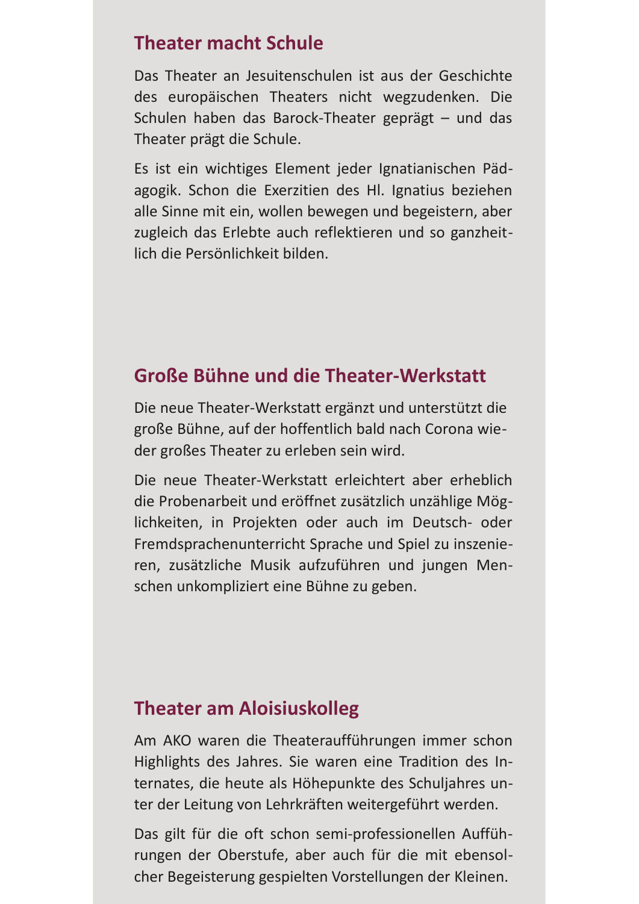## Theater macht Schule

Das Theater an Jesuitenschulen ist aus der Geschichte des europäischen Theaters nicht wegzudenken. Die Schulen haben das Barock-Theater geprägt – und das Theater prägt die Schule.

Es ist ein wichtiges Element jeder Ignatianischen Pädagogik. Schon die Exerzitien des Hl. Ignatius beziehen alle Sinne mit ein, wollen bewegen und begeistern, aber zugleich das Erlebte auch reflektieren und so ganzheitlich die Persönlichkeit bilden.

## Große Bühne und die Theater-Werkstatt

Die neue Theater-Werkstatt ergänzt und unterstützt die große Bühne, auf der hoffentlich bald nach Corona wieder großes Theater zu erleben sein wird.

Die neue Theater-Werkstatt erleichtert aber erheblich die Probenarbeit und eröffnet zusätzlich unzählige Möglichkeiten, in Projekten oder auch im Deutsch- oder Fremdsprachenunterricht Sprache und Spiel zu inszenieren, zusätzliche Musik aufzuführen und jungen Menschen unkompliziert eine Bühne zu geben.

## Theater am Aloisiuskolleg

Am AKO waren die Theateraufführungen immer schon Highlights des Jahres. Sie waren eine Tradition des Internates, die heute als Höhepunkte des Schuljahres unter der Leitung von Lehrkräften weitergeführt werden.

Das gilt für die oft schon semi-professionellen Aufführungen der Oberstufe, aber auch für die mit ebensolcher Begeisterung gespielten Vorstellungen der Kleinen.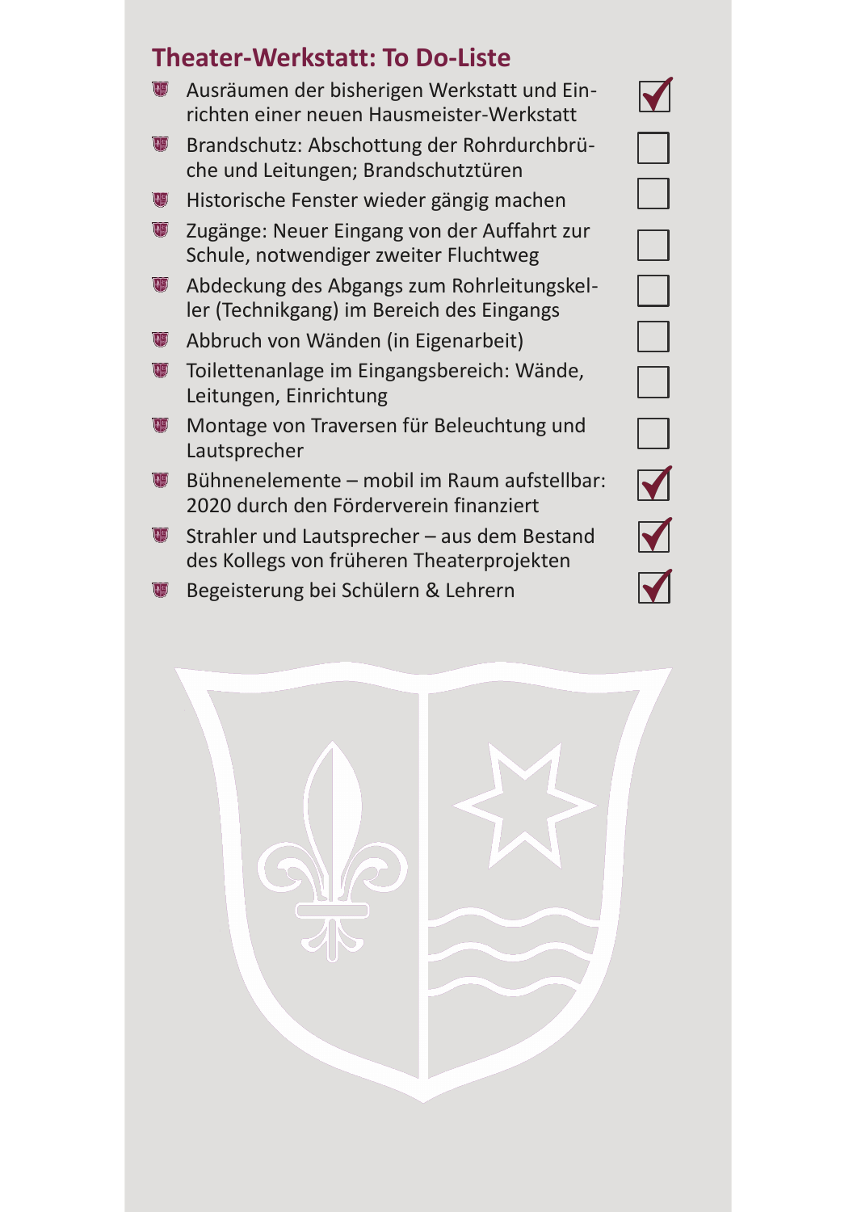## Theater-Werkstatt: To Do-Liste

- [x] Ausräumen der bisherigen Werkstatt und Einrichten einer neuen Hausmeister-Werkstatt
- [ ] Brandschutz: Abschottung der Rohrdurchbrüche und Leitungen; Brandschutztüren
- [ ] Historische Fenster wieder gängig machen
- [ ] Zugänge: Neuer Eingang von der Auffahrt zur Schule, notwendiger zweiter Fluchtweg
- [ ] Abdeckung des Abgangs zum Rohrleitungskeller (Technikgang) im Bereich des Eingangs
- [ ] Abbruch von Wänden (in Eigenarbeit)
- [ ] Toilettenanlage im Eingangsbereich: Wände, Leitungen, Einrichtung
- [ ] Montage von Traversen für Beleuchtung und Lautsprecher
- [x] Bühnenelemente – mobil im Raum aufstellbar: 2020 durch den Förderverein finanziert
- [x] Strahler und Lautsprecher – aus dem Bestand des Kollegs von früheren Theaterprojekten
- [x] Begeisterung bei Schülern & Lehrern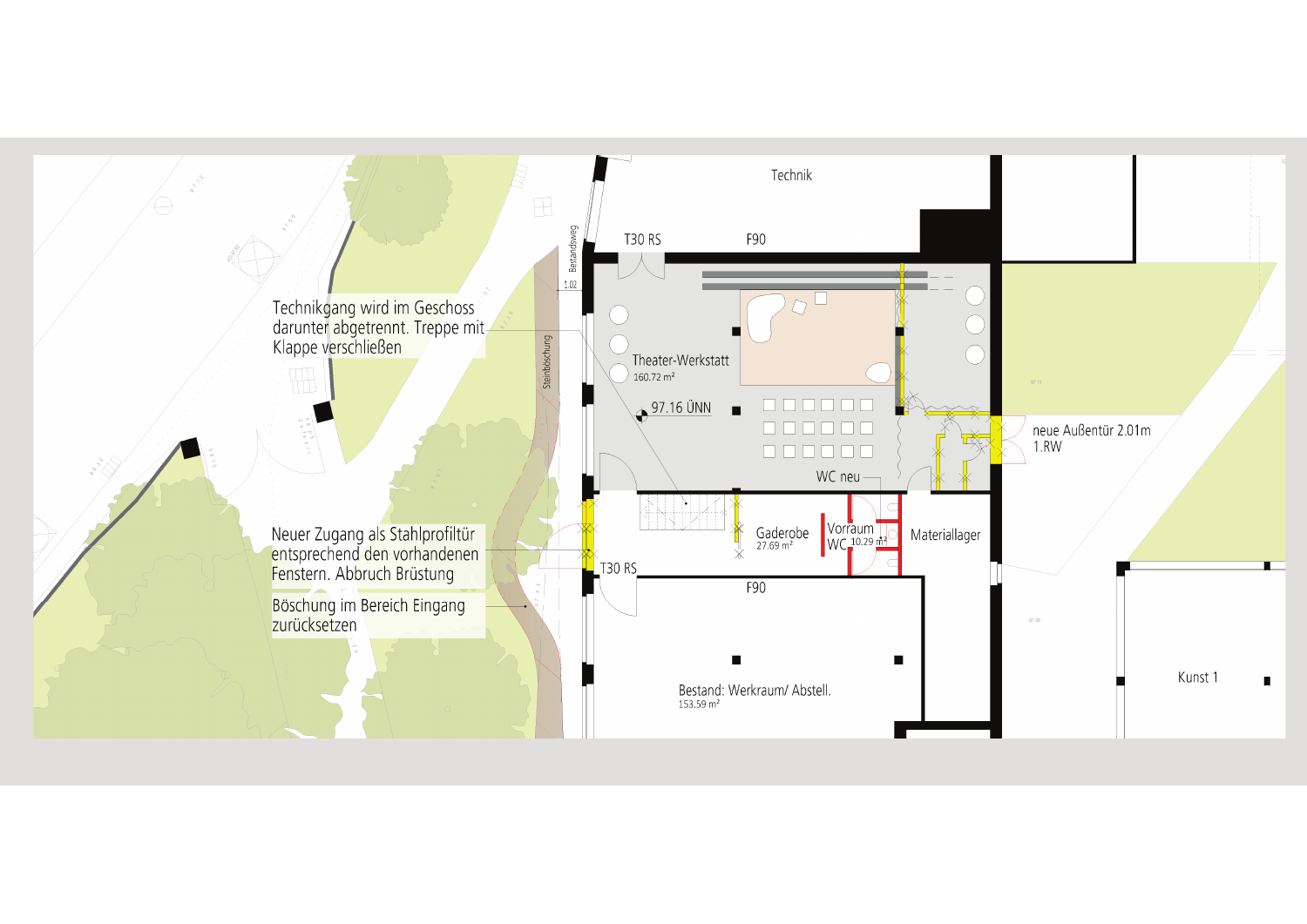Technik

T30 RS

F90

Bestandsweg

1.02

Technikgang wird im Geschoss darunter abgetrennt. Treppe mit Klappe verschließen

Steinböschung

Theater-Werkstatt
160.72 m²

97.16 ÜNN

neue Außentür 2.01m
1.RW

WC neu

Neuer Zugang als Stahlprofiltür entsprechend den vorhandenen Fenstern. Abbruch Brüstung

Gaderobe
27.69 m²

Vorraum
WC 10.29 m²

Materiallager

T30 RS

F90

Böschung im Bereich Eingang zurücksetzen

Bestand: Werkraum/ Abstell.
153.59 m²

Kunst 1